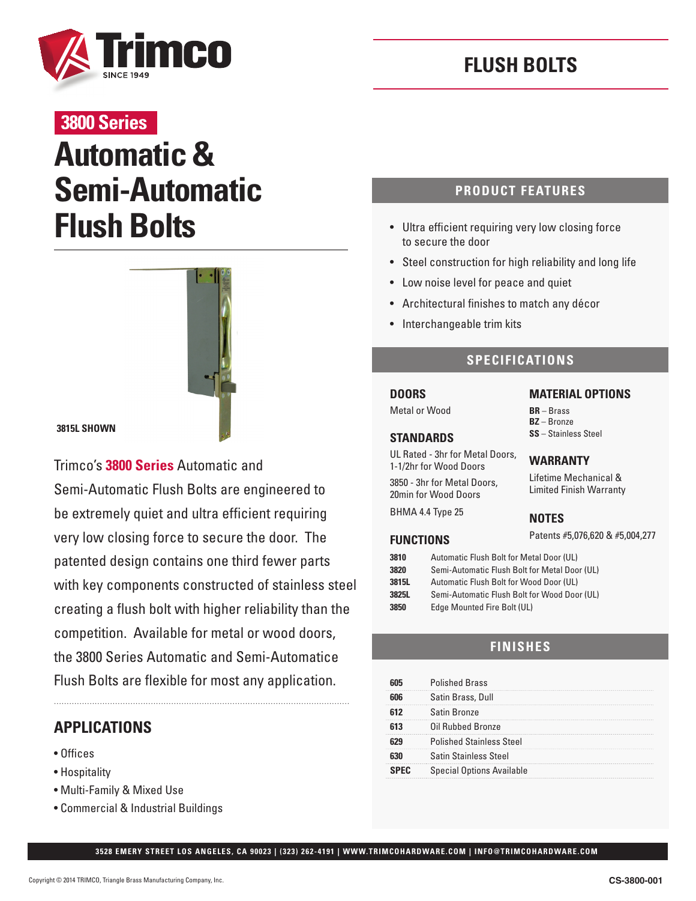# FLUSH BOLTS

## 3800 Series

# Automatic & Semi-Automatic Flush Bolts

3815L SHOWN

Trimco's **3800 Series** Automatic and Semi-Automatic Flush Bolts are engineered to be extremely quiet and ultra efficient requiring very low closing force to secure the door. The patented design contains one third fewer parts with key components constructed of stainless steel creating a flush bolt with higher reliability than the competition. Available for metal or wood doors, the 3800 Series Automatic and Semi-Automatice Flush Bolts are flexible for most any application.

## APPLICATIONS

- Offices
- Hospitality
- Multi-Family & Mixed Use
- Commercial & Industrial Buildings

## PRODUCT FEATURES

- Ultra efficient requiring very low closing force to secure the door
- Steel construction for high reliability and long life
- Low noise level for peace and quiet
- Architectural finishes to match any décor
- Interchangeable trim kits

## SPECIFICATIONS

### DOORS

Metal or Wood

### STANDARDS

UL Rated - 3hr for Metal Doors, 1-1/2hr for Wood Doors

3850 - 3hr for Metal Doors, 20min for Wood Doors

BHMA 4.4 Type 25

### MATERIAL OPTIONS

**BR** – Brass
**BZ** – Bronze
**SS** – Stainless Steel

### WARRANTY

Lifetime Mechanical & Limited Finish Warranty

### NOTES

Patents #5,076,620 & #5,004,277

### FUNCTIONS

| | |
|---|---|
| **3810** | Automatic Flush Bolt for Metal Door (UL) |
| **3820** | Semi-Automatic Flush Bolt for Metal Door (UL) |
| **3815L** | Automatic Flush Bolt for Wood Door (UL) |
| **3825L** | Semi-Automatic Flush Bolt for Wood Door (UL) |
| **3850** | Edge Mounted Fire Bolt (UL) |

## FINISHES

| | |
|---|---|
| **605** | Polished Brass |
| **606** | Satin Brass, Dull |
| **612** | Satin Bronze |
| **613** | Oil Rubbed Bronze |
| **629** | Polished Stainless Steel |
| **630** | Satin Stainless Steel |
| **SPEC** | Special Options Available |

3528 EMERY STREET LOS ANGELES, CA 90023 | (323) 262-4191 | WWW.TRIMCOHARDWARE.COM | INFO@TRIMCOHARDWARE.COM

Copyright © 2014 TRIMCO, Triangle Brass Manufacturing Company, Inc.

CS-3800-001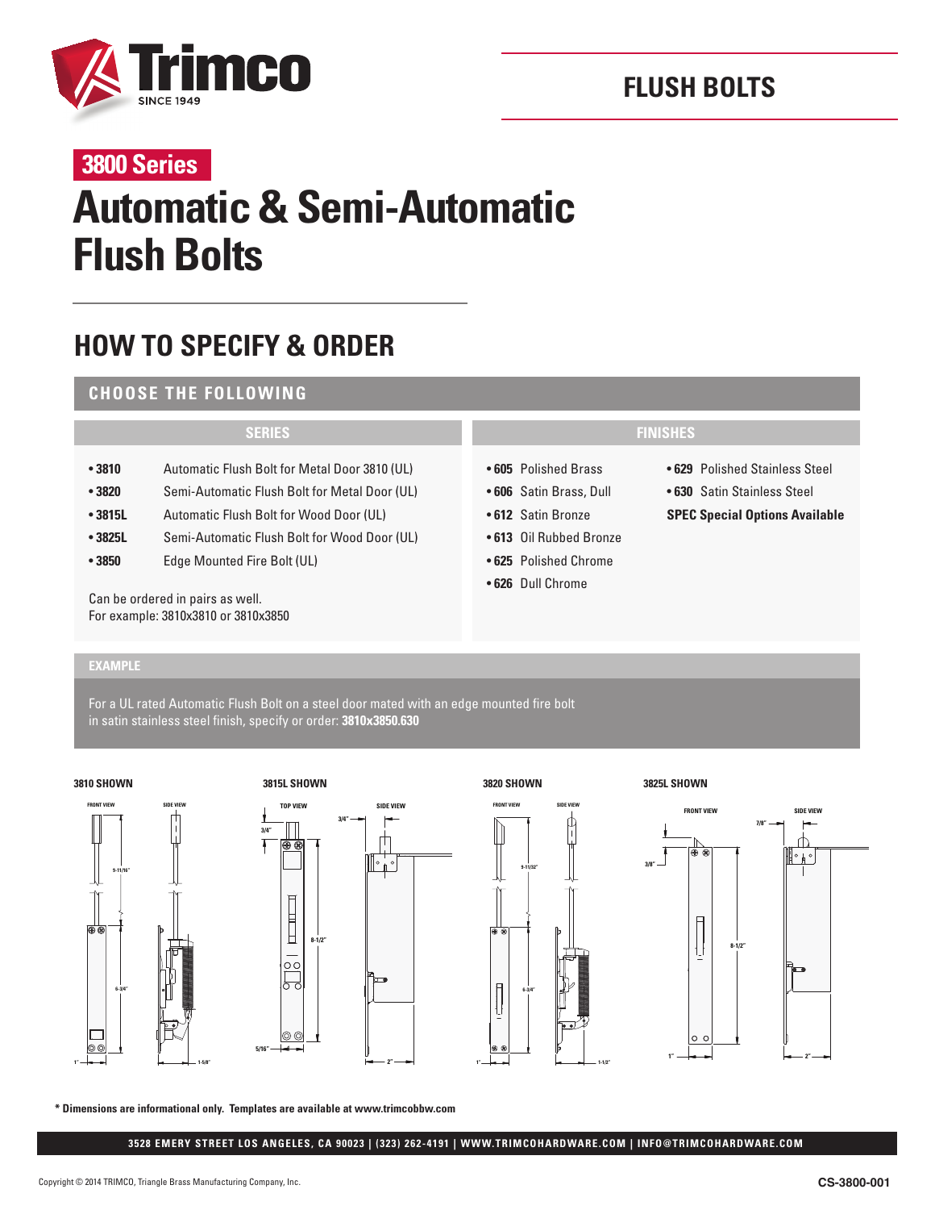# FLUSH BOLTS

## 3800 Series

# Automatic & Semi-Automatic Flush Bolts

## HOW TO SPECIFY & ORDER

### CHOOSE THE FOLLOWING

**SERIES**

- **3810** Automatic Flush Bolt for Metal Door 3810 (UL)
- **3820** Semi-Automatic Flush Bolt for Metal Door (UL)
- **3815L** Automatic Flush Bolt for Wood Door (UL)
- **3825L** Semi-Automatic Flush Bolt for Wood Door (UL)
- **3850** Edge Mounted Fire Bolt (UL)

Can be ordered in pairs as well.
For example: 3810x3810 or 3810x3850

**FINISHES**

- **605** Polished Brass
- **606** Satin Brass, Dull
- **612** Satin Bronze
- **613** Oil Rubbed Bronze
- **625** Polished Chrome
- **626** Dull Chrome
- **629** Polished Stainless Steel
- **630** Satin Stainless Steel

**SPEC Special Options Available**

**EXAMPLE**

For a UL rated Automatic Flush Bolt on a steel door mated with an edge mounted fire bolt in satin stainless steel finish, specify or order: **3810x3850.630**

**3810 SHOWN**

FRONT VIEW
SIDE VIEW
9-11/16"
6-3/4"
1"
1-5/8"

**3815L SHOWN**

TOP VIEW
SIDE VIEW
3/4"
3/4"
8-1/2"
5/16"
2"

**3820 SHOWN**

FRONT VIEW
SIDE VIEW
9-11/32"
6-3/4"
1"
1-1/2"

**3825L SHOWN**

FRONT VIEW
SIDE VIEW
7/8"
3/8"
8-1/2"
1"
2"

**\* Dimensions are informational only. Templates are available at www.trimcobbw.com**

3528 EMERY STREET LOS ANGELES, CA 90023 | (323) 262-4191 | WWW.TRIMCOHARDWARE.COM | INFO@TRIMCOHARDWARE.COM

Copyright © 2014 TRIMCO, Triangle Brass Manufacturing Company, Inc.

CS-3800-001